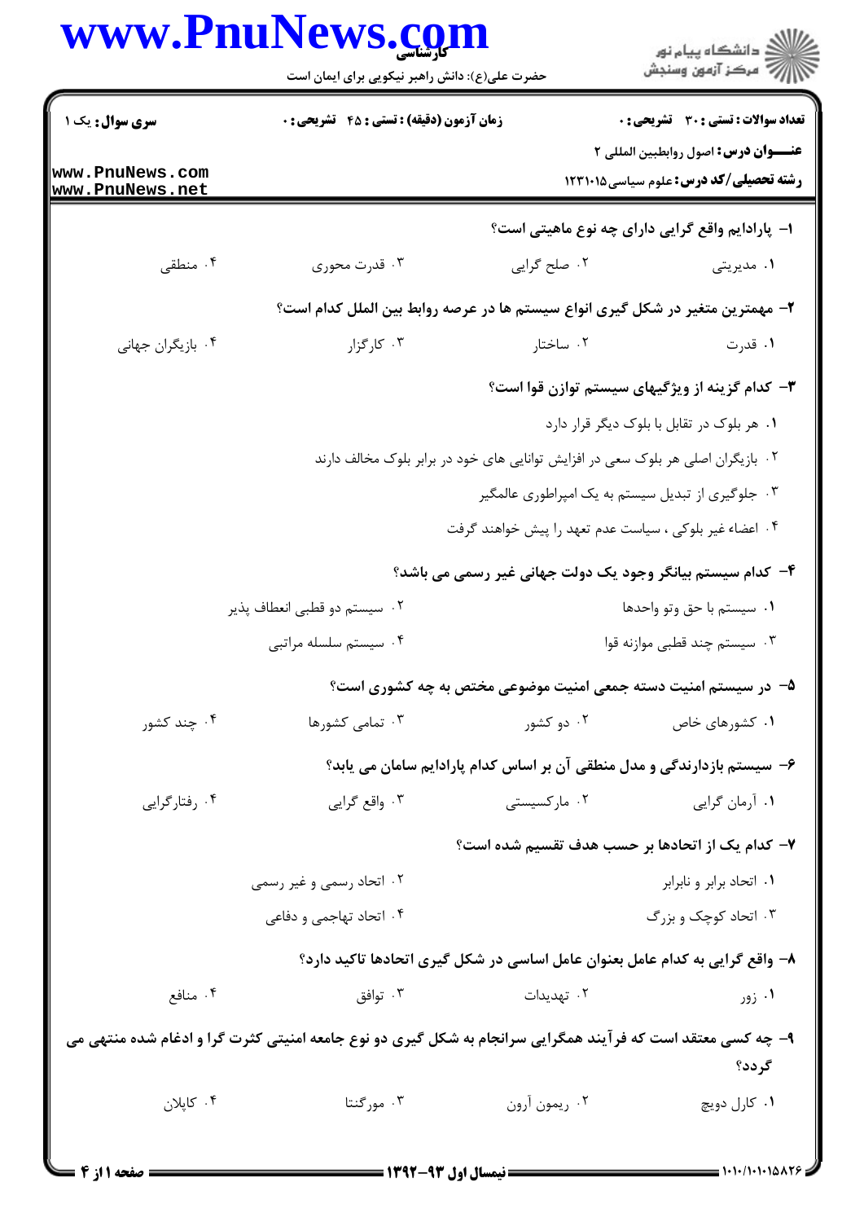**سری سوال:** یک ۱

**زمان آزمون (دقیقه) : تستی : ۴۵ تشریحی : ۰**

**تعداد سوالات : تستی : ۳۰ تشریحی : ۰**

**عنـــوان درس:** اصول روابطبین المللی ۲

**رشته تحصیلی/کد درس:** علوم سیاسی ۱۲۳۱۰۱۵

**۱- پارادایم واقع گرایی دارای چه نوع ماهیتی است؟**

۱. مدیریتی
۲. صلح گرایی
۳. قدرت محوری
۴. منطقی

**۲- مهمترین متغیر در شکل گیری انواع سیستم ها در عرصه روابط بین الملل کدام است؟**

۱. قدرت
۲. ساختار
۳. کارگزار
۴. بازیگران جهانی

**۳- کدام گزینه از ویژگیهای سیستم توازن قوا است؟**

۱. هر بلوک در تقابل با بلوک دیگر قرار دارد
۲. بازیگران اصلی هر بلوک سعی در افزایش توانایی های خود در برابر بلوک مخالف دارند
۳. جلوگیری از تبدیل سیستم به یک امپراطوری عالمگیر
۴. اعضاء غیر بلوکی ، سیاست عدم تعهد را پیش خواهند گرفت

**۴- کدام سیستم بیانگر وجود یک دولت جهانی غیر رسمی می باشد؟**

۱. سیستم با حق وتو واحدها
۲. سیستم دو قطبی انعطاف پذیر
۳. سیستم چند قطبی موازنه قوا
۴. سیستم سلسله مراتبی

**۵- در سیستم امنیت دسته جمعی امنیت موضوعی مختص به چه کشوری است؟**

۱. کشورهای خاص
۲. دو کشور
۳. تمامی کشورها
۴. چند کشور

**۶- سیستم بازدارندگی و مدل منطقی آن بر اساس کدام پارادایم سامان می یابد؟**

۱. آرمان گرایی
۲. مارکسیستی
۳. واقع گرایی
۴. رفتارگرایی

**۷- کدام یک از اتحادها بر حسب هدف تقسیم شده است؟**

۱. اتحاد برابر و نابرابر
۲. اتحاد رسمی و غیر رسمی
۳. اتحاد کوچک و بزرگ
۴. اتحاد تهاجمی و دفاعی

**۸- واقع گرایی به کدام عامل بعنوان عامل اساسی در شکل گیری اتحادها تاکید دارد؟**

۱. زور
۲. تهدیدات
۳. توافق
۴. منافع

**۹- چه کسی معتقد است که فرآیند همگرایی سرانجام به شکل گیری دو نوع جامعه امنیتی کثرت گرا و ادغام شده منتهی می گردد؟**

۱. کارل دویچ
۲. ریمون آرون
۳. مورگنتا
۴. کاپلان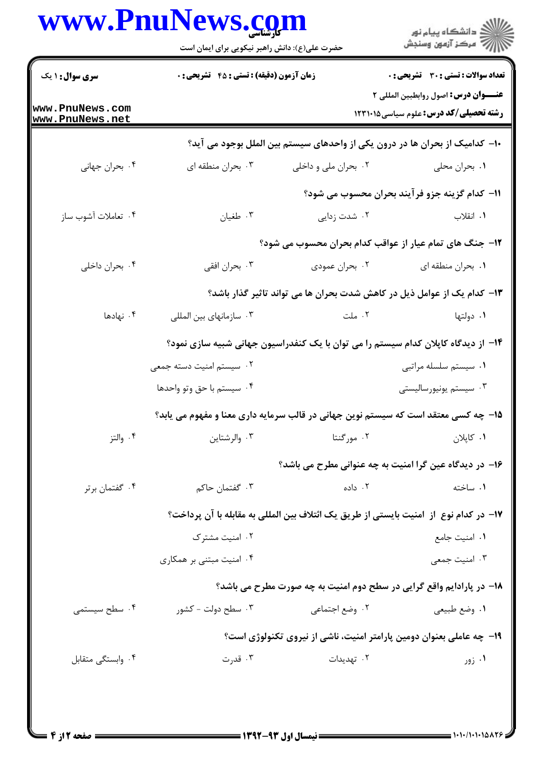**سری سوال:** ۱ یک

**زمان آزمون (دقیقه) : تستی : ۴۵ تشریحی : ۰**

**تعداد سوالات : تستی : ۳۰ تشریحی : ۰**

**عنـــوان درس:** اصول روابطبین المللی ۲

**رشته تحصیلی/کد درس:** علوم سیاسی ۱۲۳۱۰۱۵

۱۰- کدامیک از بحران ها در درون یکی از واحدهای سیستم بین الملل بوجود می آید؟

۱. بحران محلی
۲. بحران ملی و داخلی
۳. بحران منطقه ای
۴. بحران جهانی

۱۱- کدام گزینه جزو فرآیند بحران محسوب می شود؟

۱. انقلاب
۲. شدت زدایی
۳. طغیان
۴. تعاملات آشوب ساز

۱۲- جنگ های تمام عیار از عواقب کدام بحران محسوب می شود؟

۱. بحران منطقه ای
۲. بحران عمودی
۳. بحران افقی
۴. بحران داخلی

۱۳- کدام یک از عوامل ذیل در کاهش شدت بحران ها می تواند تاثیر گذار باشد؟

۱. دولتها
۲. ملت
۳. سازمانهای بین المللی
۴. نهادها

۱۴- از دیدگاه کاپلان کدام سیستم را می توان با یک کنفدراسیون جهانی شبیه سازی نمود؟

۱. سیستم سلسله مراتبی
۲. سیستم امنیت دسته جمعی
۳. سیستم یونیورسالیستی
۴. سیستم با حق وتو واحدها

۱۵- چه کسی معتقد است که سیستم نوین جهانی در قالب سرمایه داری معنا و مفهوم می یابد؟

۱. کاپلان
۲. مورگنتا
۳. والرشتاین
۴. والتز

۱۶- در دیدگاه عین گرا امنیت به چه عنوانی مطرح می باشد؟

۱. ساخته
۲. داده
۳. گفتمان حاکم
۴. گفتمان برتر

۱۷- در کدام نوع از امنیت بایستی از طریق یک ائتلاف بین المللی به مقابله با آن پرداخت؟

۱. امنیت جامع
۲. امنیت مشترک
۳. امنیت جمعی
۴. امنیت مبتنی بر همکاری

۱۸- در پارادایم واقع گرایی در سطح دوم امنیت به چه صورت مطرح می باشد؟

۱. وضع طبیعی
۲. وضع اجتماعی
۳. سطح دولت - کشور
۴. سطح سیستمی

۱۹- چه عاملی بعنوان دومین پارامتر امنیت، ناشی از نیروی تکنولوژی است؟

۱. زور
۲. تهدیدات
۳. قدرت
۴. وابستگی متقابل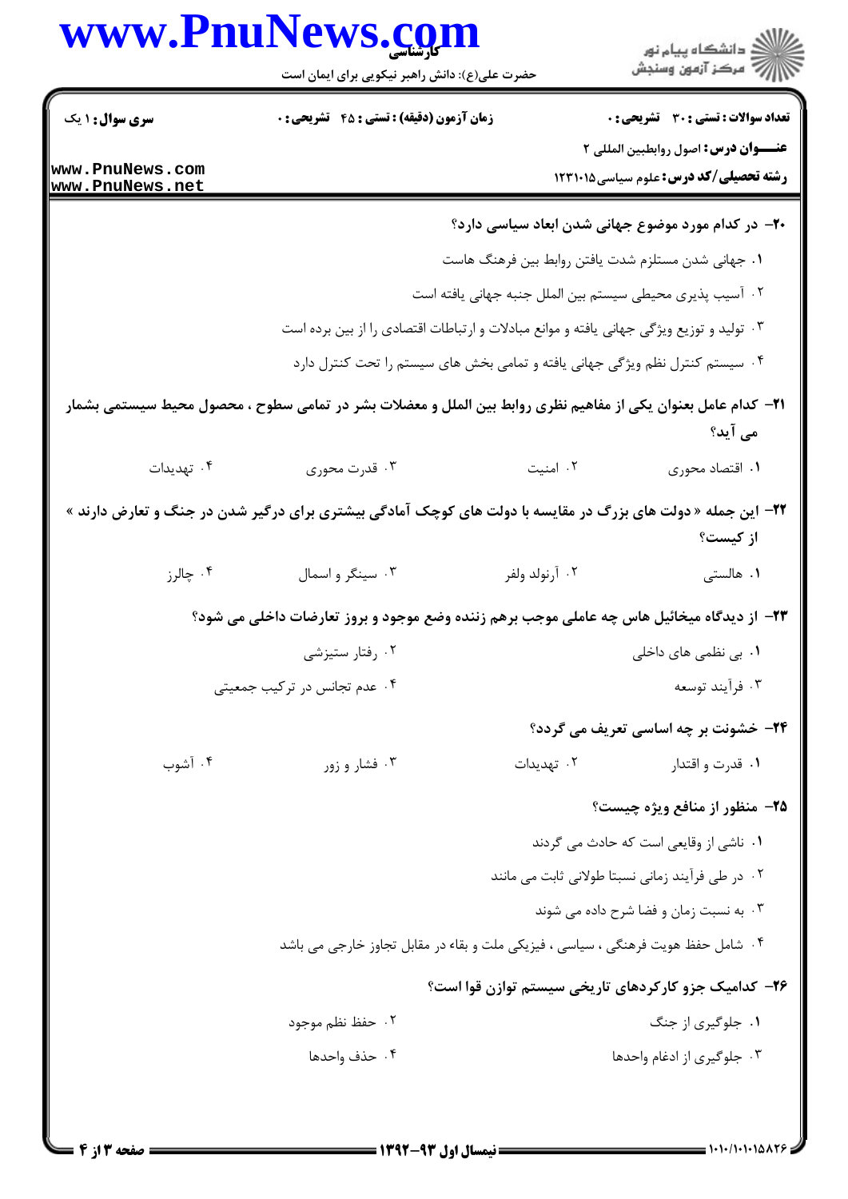**سری سوال:** ۱ یک

**زمان آزمون (دقیقه) : تستی : ۴۵ تشریحی : ۰**

**تعداد سوالات : تستی : ۳۰ تشریحی : ۰**

**عنـــوان درس:** اصول روابطبین المللی ۲

**رشته تحصیلی/کد درس:** علوم سیاسی۱۲۳۱۰۱۵

**۲۰- در کدام مورد موضوع جهانی شدن ابعاد سیاسی دارد؟**

۱. جهانی شدن مستلزم شدت یافتن روابط بین فرهنگ هاست

۲. آسیب پذیری محیطی سیستم بین الملل جنبه جهانی یافته است

۳. تولید و توزیع ویژگی جهانی یافته و موانع مبادلات و ارتباطات اقتصادی را از بین برده است

۴. سیستم کنترل نظم ویژگی جهانی یافته و تمامی بخش های سیستم را تحت کنترل دارد

**۲۱- کدام عامل بعنوان یکی از مفاهیم نظری روابط بین الملل و معضلات بشر در تمامی سطوح ، محصول محیط سیستمی بشمار می آید؟**

۱. اقتصاد محوری ۲. امنیت ۳. قدرت محوری ۴. تهدیدات

**۲۲- این جمله « دولت های بزرگ در مقایسه با دولت های کوچک آمادگی بیشتری برای درگیر شدن در جنگ و تعارض دارند » از کیست؟**

۱. هالستی ۲. آرنولد ولفر ۳. سینگر و اسمال ۴. چالرز

**۲۳- از دیدگاه میخائیل هاس چه عاملی موجب برهم زننده وضع موجود و بروز تعارضات داخلی می شود؟**

۱. بی نظمی های داخلی ۲. رفتار ستیزشی

۳. فرآیند توسعه ۴. عدم تجانس در ترکیب جمعیتی

**۲۴- خشونت بر چه اساسی تعریف می گردد؟**

۱. قدرت و اقتدار ۲. تهدیدات ۳. فشار و زور ۴. آشوب

**۲۵- منظور از منافع ویژه چیست؟**

۱. ناشی از وقایعی است که حادث می گردند

۲. در طی فرآیند زمانی نسبتا طولانی ثابت می مانند

۳. به نسبت زمان و فضا شرح داده می شوند

۴. شامل حفظ هویت فرهنگی ، سیاسی ، فیزیکی ملت و بقاء در مقابل تجاوز خارجی می باشد

**۲۶- کدامیک جزو کارکردهای تاریخی سیستم توازن قوا است؟**

۱. جلوگیری از جنگ ۲. حفظ نظم موجود

۳. جلوگیری از ادغام واحدها ۴. حذف واحدها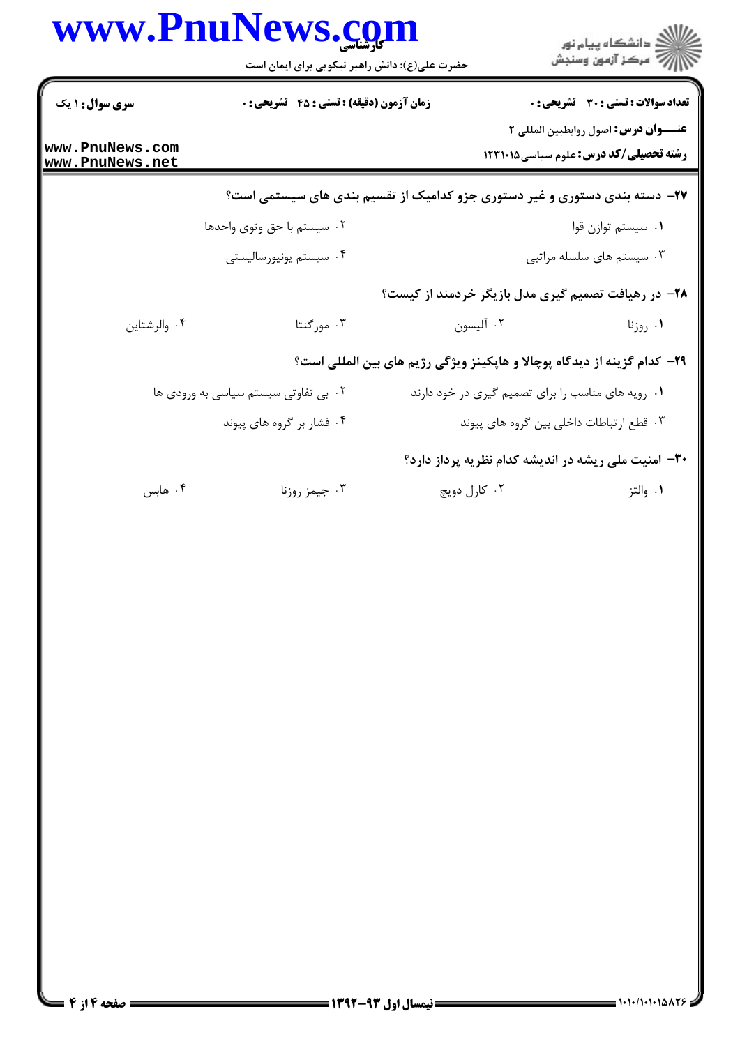۲۷- دسته بندی دستوری و غیر دستوری جزو کدامیک از تقسیم بندی های سیستمی است؟

۱. سیستم توازن قوا
۲. سیستم با حق وتوی واحدها
۳. سیستم های سلسله مراتبی
۴. سیستم یونیورسالیستی

۲۸- در رهیافت تصمیم گیری مدل بازیگر خردمند از کیست؟

۱. روزنا
۲. آلیسون
۳. مورگنتا
۴. والرشتاین

۲۹- کدام گزینه از دیدگاه پوچالا و هاپکینز ویژگی رژیم های بین المللی است؟

۱. رویه های مناسب را برای تصمیم گیری در خود دارند
۲. بی تفاوتی سیستم سیاسی به ورودی ها
۳. قطع ارتباطات داخلی بین گروه های پیوند
۴. فشار بر گروه های پیوند

۳۰- امنیت ملی ریشه در اندیشه کدام نظریه پرداز دارد؟

۱. والتز
۲. کارل دویچ
۳. جیمز روزنا
۴. هابس